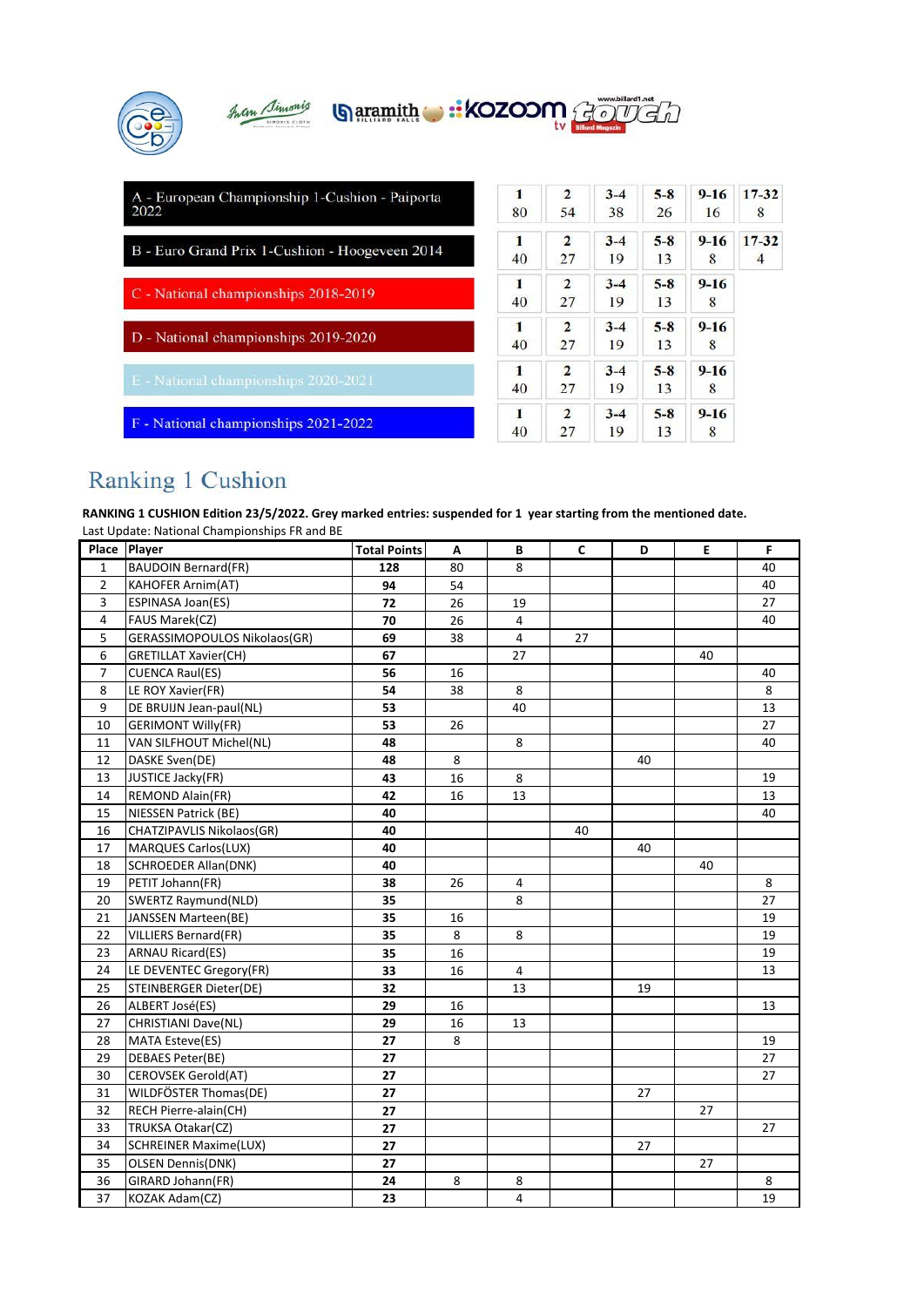| | 1 | 2 | 3-4 | 5-8 | 9-16 | 17-32 |
|---|---|---|---|---|---|---|
| A - European Championship 1-Cushion - Paiporta 2022 | 80 | 54 | 38 | 26 | 16 | 8 |
| B - Euro Grand Prix 1-Cushion - Hoogeveen 2014 | 40 | 27 | 19 | 13 | 8 | 4 |
| C - National championships 2018-2019 | 40 | 27 | 19 | 13 | 8 | |
| D - National championships 2019-2020 | 40 | 27 | 19 | 13 | 8 | |
| E - National championships 2020-2021 | 40 | 27 | 19 | 13 | 8 | |
| F - National championships 2021-2022 | 40 | 27 | 19 | 13 | 8 | |

## Ranking 1 Cushion

**RANKING 1 CUSHION Edition 23/5/2022. Grey marked entries: suspended for 1 year starting from the mentioned date.**

Last Update: National Championships FR and BE

| Place | Player | Total Points | A | B | C | D | E | F |
|---|---|---|---|---|---|---|---|---|
| 1 | BAUDOIN Bernard(FR) | **128** | 80 | 8 | | | | 40 |
| 2 | KAHOFER Arnim(AT) | **94** | 54 | | | | | 40 |
| 3 | ESPINASA Joan(ES) | **72** | 26 | 19 | | | | 27 |
| 4 | FAUS Marek(CZ) | **70** | 26 | 4 | | | | 40 |
| 5 | GERASSIMOPOULOS Nikolaos(GR) | **69** | 38 | 4 | 27 | | | |
| 6 | GRETILLAT Xavier(CH) | **67** | | 27 | | | 40 | |
| 7 | CUENCA Raul(ES) | **56** | 16 | | | | | 40 |
| 8 | LE ROY Xavier(FR) | **54** | 38 | 8 | | | | 8 |
| 9 | DE BRUIJN Jean-paul(NL) | **53** | | 40 | | | | 13 |
| 10 | GERIMONT Willy(FR) | **53** | 26 | | | | | 27 |
| 11 | VAN SILFHOUT Michel(NL) | **48** | | 8 | | | | 40 |
| 12 | DASKE Sven(DE) | **48** | 8 | | | 40 | | |
| 13 | JUSTICE Jacky(FR) | **43** | 16 | 8 | | | | 19 |
| 14 | REMOND Alain(FR) | **42** | 16 | 13 | | | | 13 |
| 15 | NIESSEN Patrick (BE) | **40** | | | | | | 40 |
| 16 | CHATZIPAVLIS Nikolaos(GR) | **40** | | | 40 | | | |
| 17 | MARQUES Carlos(LUX) | **40** | | | | 40 | | |
| 18 | SCHROEDER Allan(DNK) | **40** | | | | | 40 | |
| 19 | PETIT Johann(FR) | **38** | 26 | 4 | | | | 8 |
| 20 | SWERTZ Raymund(NLD) | **35** | | 8 | | | | 27 |
| 21 | JANSSEN Marteen(BE) | **35** | 16 | | | | | 19 |
| 22 | VILLIERS Bernard(FR) | **35** | 8 | 8 | | | | 19 |
| 23 | ARNAU Ricard(ES) | **35** | 16 | | | | | 19 |
| 24 | LE DEVENTEC Gregory(FR) | **33** | 16 | 4 | | | | 13 |
| 25 | STEINBERGER Dieter(DE) | **32** | | 13 | | 19 | | |
| 26 | ALBERT José(ES) | **29** | 16 | | | | | 13 |
| 27 | CHRISTIANI Dave(NL) | **29** | 16 | 13 | | | | |
| 28 | MATA Esteve(ES) | **27** | 8 | | | | | 19 |
| 29 | DEBAES Peter(BE) | **27** | | | | | | 27 |
| 30 | CEROVSEK Gerold(AT) | **27** | | | | | | 27 |
| 31 | WILDFÖSTER Thomas(DE) | **27** | | | | 27 | | |
| 32 | RECH Pierre-alain(CH) | **27** | | | | | 27 | |
| 33 | TRUKSA Otakar(CZ) | **27** | | | | | | 27 |
| 34 | SCHREINER Maxime(LUX) | **27** | | | | 27 | | |
| 35 | OLSEN Dennis(DNK) | **27** | | | | | 27 | |
| 36 | GIRARD Johann(FR) | **24** | 8 | 8 | | | | 8 |
| 37 | KOZAK Adam(CZ) | **23** | | 4 | | | | 19 |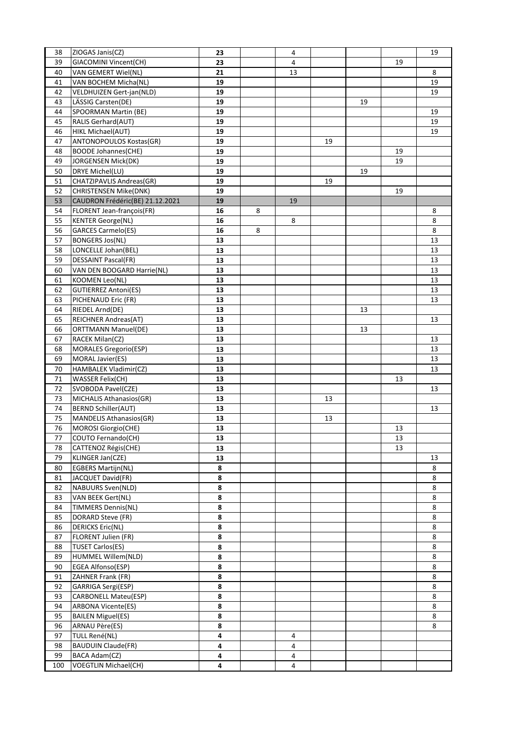| | | | | | | | | |
|---|---|---|---|---|---|---|---|---|
| 38 | ZIOGAS Janis(CZ) | 23 | | 4 | | | | 19 |
| 39 | GIACOMINI Vincent(CH) | 23 | | 4 | | | 19 | |
| 40 | VAN GEMERT Wiel(NL) | 21 | | 13 | | | | 8 |
| 41 | VAN BOCHEM Micha(NL) | 19 | | | | | | 19 |
| 42 | VELDHUIZEN Gert-jan(NLD) | 19 | | | | | | 19 |
| 43 | LÄSSIG Carsten(DE) | 19 | | | | 19 | | |
| 44 | SPOORMAN Martin (BE) | 19 | | | | | | 19 |
| 45 | RALIS Gerhard(AUT) | 19 | | | | | | 19 |
| 46 | HIKL Michael(AUT) | 19 | | | | | | 19 |
| 47 | ANTONOPOULOS Kostas(GR) | 19 | | | 19 | | | |
| 48 | BOODE Johannes(CHE) | 19 | | | | | 19 | |
| 49 | JORGENSEN Mick(DK) | 19 | | | | | 19 | |
| 50 | DRYE Michel(LU) | 19 | | | | 19 | | |
| 51 | CHATZIPAVLIS Andreas(GR) | 19 | | | 19 | | | |
| 52 | CHRISTENSEN Mike(DNK) | 19 | | | | | 19 | |
| 53 | CAUDRON Frédéric(BE) 21.12.2021 | 19 | | 19 | | | | |
| 54 | FLORENT Jean-françois(FR) | 16 | 8 | | | | | 8 |
| 55 | KENTER George(NL) | 16 | | 8 | | | | 8 |
| 56 | GARCES Carmelo(ES) | 16 | 8 | | | | | 8 |
| 57 | BONGERS Jos(NL) | 13 | | | | | | 13 |
| 58 | LONCELLE Johan(BEL) | 13 | | | | | | 13 |
| 59 | DESSAINT Pascal(FR) | 13 | | | | | | 13 |
| 60 | VAN DEN BOOGARD Harrie(NL) | 13 | | | | | | 13 |
| 61 | KOOMEN Leo(NL) | 13 | | | | | | 13 |
| 62 | GUTIERREZ Antoni(ES) | 13 | | | | | | 13 |
| 63 | PICHENAUD Eric (FR) | 13 | | | | | | 13 |
| 64 | RIEDEL Arnd(DE) | 13 | | | | 13 | | |
| 65 | REICHNER Andreas(AT) | 13 | | | | | | 13 |
| 66 | ORTTMANN Manuel(DE) | 13 | | | | 13 | | |
| 67 | RACEK Milan(CZ) | 13 | | | | | | 13 |
| 68 | MORALES Gregorio(ESP) | 13 | | | | | | 13 |
| 69 | MORAL Javier(ES) | 13 | | | | | | 13 |
| 70 | HAMBALEK Vladimir(CZ) | 13 | | | | | | 13 |
| 71 | WASSER Felix(CH) | 13 | | | | | 13 | |
| 72 | SVOBODA Pavel(CZE) | 13 | | | | | | 13 |
| 73 | MICHALIS Athanasios(GR) | 13 | | | 13 | | | |
| 74 | BERND Schiller(AUT) | 13 | | | | | | 13 |
| 75 | MANDELIS Athanasios(GR) | 13 | | | 13 | | | |
| 76 | MOROSI Giorgio(CHE) | 13 | | | | | 13 | |
| 77 | COUTO Fernando(CH) | 13 | | | | | 13 | |
| 78 | CATTENOZ Régis(CHE) | 13 | | | | | 13 | |
| 79 | KLINGER Jan(CZE) | 13 | | | | | | 13 |
| 80 | EGBERS Martijn(NL) | 8 | | | | | | 8 |
| 81 | JACQUET David(FR) | 8 | | | | | | 8 |
| 82 | NABUURS Sven(NLD) | 8 | | | | | | 8 |
| 83 | VAN BEEK Gert(NL) | 8 | | | | | | 8 |
| 84 | TIMMERS Dennis(NL) | 8 | | | | | | 8 |
| 85 | DORARD Steve (FR) | 8 | | | | | | 8 |
| 86 | DERICKS Eric(NL) | 8 | | | | | | 8 |
| 87 | FLORENT Julien (FR) | 8 | | | | | | 8 |
| 88 | TUSET Carlos(ES) | 8 | | | | | | 8 |
| 89 | HUMMEL Willem(NLD) | 8 | | | | | | 8 |
| 90 | EGEA Alfonso(ESP) | 8 | | | | | | 8 |
| 91 | ZAHNER Frank (FR) | 8 | | | | | | 8 |
| 92 | GARRIGA Sergi(ESP) | 8 | | | | | | 8 |
| 93 | CARBONELL Mateu(ESP) | 8 | | | | | | 8 |
| 94 | ARBONA Vicente(ES) | 8 | | | | | | 8 |
| 95 | BAILEN Miguel(ES) | 8 | | | | | | 8 |
| 96 | ARNAU Père(ES) | 8 | | | | | | 8 |
| 97 | TULL René(NL) | 4 | | 4 | | | | |
| 98 | BAUDUIN Claude(FR) | 4 | | 4 | | | | |
| 99 | BACA Adam(CZ) | 4 | | 4 | | | | |
| 100 | VOEGTLIN Michael(CH) | 4 | | 4 | | | | |